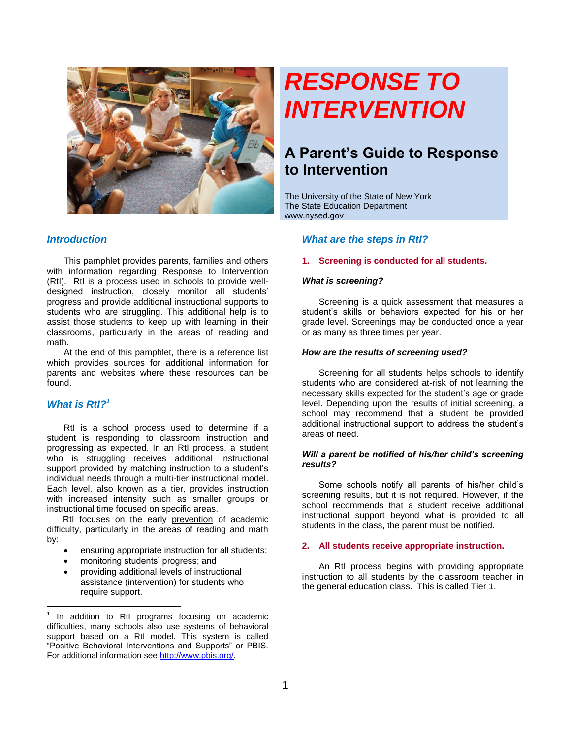# RESPONSE TO INTERVENTION

## A Parent's Guide to Response to Intervention

The University of the State of New York
The State Education Department
www.nysed.gov

### *Introduction*

This pamphlet provides parents, families and others with information regarding Response to Intervention (RtI). RtI is a process used in schools to provide well-designed instruction, closely monitor all students' progress and provide additional instructional supports to students who are struggling. This additional help is to assist those students to keep up with learning in their classrooms, particularly in the areas of reading and math.

At the end of this pamphlet, there is a reference list which provides sources for additional information for parents and websites where these resources can be found.

### *What is RtI?*[1]

RtI is a school process used to determine if a student is responding to classroom instruction and progressing as expected. In an RtI process, a student who is struggling receives additional instructional support provided by matching instruction to a student's individual needs through a multi-tier instructional model. Each level, also known as a tier, provides instruction with increased intensity such as smaller groups or instructional time focused on specific areas.

RtI focuses on the early prevention of academic difficulty, particularly in the areas of reading and math by:

- ensuring appropriate instruction for all students;
- monitoring students' progress; and
- providing additional levels of instructional assistance (intervention) for students who require support.

[1] In addition to RtI programs focusing on academic difficulties, many schools also use systems of behavioral support based on a RtI model. This system is called "Positive Behavioral Interventions and Supports" or PBIS. For additional information see http://www.pbis.org/.

### *What are the steps in RtI?*

**1. Screening is conducted for all students.**

***What is screening?***

Screening is a quick assessment that measures a student's skills or behaviors expected for his or her grade level. Screenings may be conducted once a year or as many as three times per year.

***How are the results of screening used?***

Screening for all students helps schools to identify students who are considered at-risk of not learning the necessary skills expected for the student's age or grade level. Depending upon the results of initial screening, a school may recommend that a student be provided additional instructional support to address the student's areas of need.

***Will a parent be notified of his/her child's screening results?***

Some schools notify all parents of his/her child's screening results, but it is not required. However, if the school recommends that a student receive additional instructional support beyond what is provided to all students in the class, the parent must be notified.

**2. All students receive appropriate instruction.**

An RtI process begins with providing appropriate instruction to all students by the classroom teacher in the general education class. This is called Tier 1.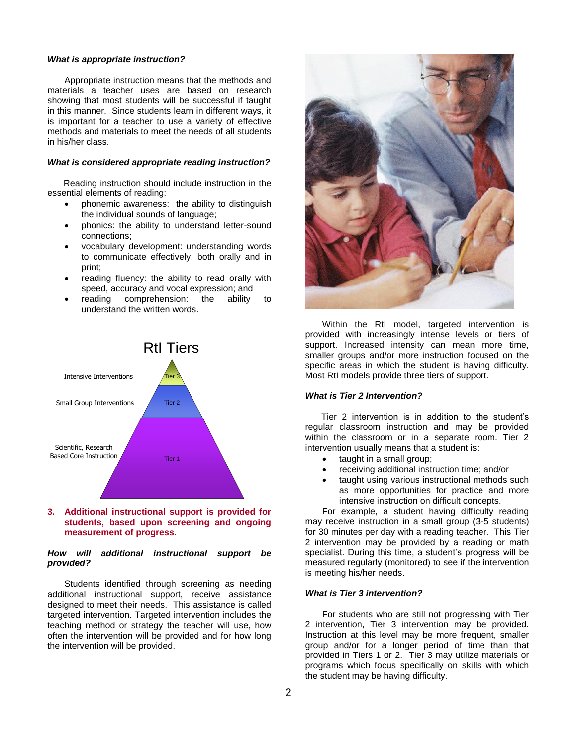***What is appropriate instruction?***

Appropriate instruction means that the methods and materials a teacher uses are based on research showing that most students will be successful if taught in this manner. Since students learn in different ways, it is important for a teacher to use a variety of effective methods and materials to meet the needs of all students in his/her class.

***What is considered appropriate reading instruction?***

Reading instruction should include instruction in the essential elements of reading:

- phonemic awareness: the ability to distinguish the individual sounds of language;
- phonics: the ability to understand letter-sound connections;
- vocabulary development: understanding words to communicate effectively, both orally and in print;
- reading fluency: the ability to read orally with speed, accuracy and vocal expression; and
- reading comprehension: the ability to understand the written words.

RtI Tiers

Intensive Interventions — Tier 3

Small Group Interventions — Tier 2

Scientific, Research Based Core Instruction — Tier 1

**3. Additional instructional support is provided for students, based upon screening and ongoing measurement of progress.**

***How will additional instructional support be provided?***

Students identified through screening as needing additional instructional support, receive assistance designed to meet their needs. This assistance is called targeted intervention. Targeted intervention includes the teaching method or strategy the teacher will use, how often the intervention will be provided and for how long the intervention will be provided.

Within the RtI model, targeted intervention is provided with increasingly intense levels or tiers of support. Increased intensity can mean more time, smaller groups and/or more instruction focused on the specific areas in which the student is having difficulty. Most RtI models provide three tiers of support.

***What is Tier 2 Intervention?***

Tier 2 intervention is in addition to the student's regular classroom instruction and may be provided within the classroom or in a separate room. Tier 2 intervention usually means that a student is:

- taught in a small group;
- receiving additional instruction time; and/or
- taught using various instructional methods such as more opportunities for practice and more intensive instruction on difficult concepts.

For example, a student having difficulty reading may receive instruction in a small group (3-5 students) for 30 minutes per day with a reading teacher. This Tier 2 intervention may be provided by a reading or math specialist. During this time, a student's progress will be measured regularly (monitored) to see if the intervention is meeting his/her needs.

***What is Tier 3 intervention?***

For students who are still not progressing with Tier 2 intervention, Tier 3 intervention may be provided. Instruction at this level may be more frequent, smaller group and/or for a longer period of time than that provided in Tiers 1 or 2. Tier 3 may utilize materials or programs which focus specifically on skills with which the student may be having difficulty.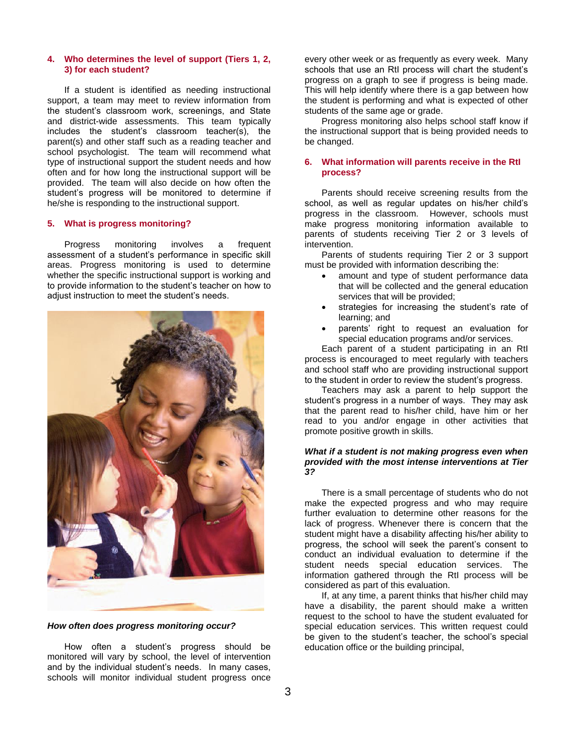### 4. Who determines the level of support (Tiers 1, 2, 3) for each student?

If a student is identified as needing instructional support, a team may meet to review information from the student's classroom work, screenings, and State and district-wide assessments. This team typically includes the student's classroom teacher(s), the parent(s) and other staff such as a reading teacher and school psychologist. The team will recommend what type of instructional support the student needs and how often and for how long the instructional support will be provided. The team will also decide on how often the student's progress will be monitored to determine if he/she is responding to the instructional support.

### 5. What is progress monitoring?

Progress monitoring involves a frequent assessment of a student's performance in specific skill areas. Progress monitoring is used to determine whether the specific instructional support is working and to provide information to the student's teacher on how to adjust instruction to meet the student's needs.

***How often does progress monitoring occur?***

How often a student's progress should be monitored will vary by school, the level of intervention and by the individual student's needs. In many cases, schools will monitor individual student progress once every other week or as frequently as every week. Many schools that use an RtI process will chart the student's progress on a graph to see if progress is being made. This will help identify where there is a gap between how the student is performing and what is expected of other students of the same age or grade.

Progress monitoring also helps school staff know if the instructional support that is being provided needs to be changed.

### 6. What information will parents receive in the RtI process?

Parents should receive screening results from the school, as well as regular updates on his/her child's progress in the classroom. However, schools must make progress monitoring information available to parents of students receiving Tier 2 or 3 levels of intervention.

Parents of students requiring Tier 2 or 3 support must be provided with information describing the:

- amount and type of student performance data that will be collected and the general education services that will be provided;
- strategies for increasing the student's rate of learning; and
- parents' right to request an evaluation for special education programs and/or services.

Each parent of a student participating in an RtI process is encouraged to meet regularly with teachers and school staff who are providing instructional support to the student in order to review the student's progress.

Teachers may ask a parent to help support the student's progress in a number of ways. They may ask that the parent read to his/her child, have him or her read to you and/or engage in other activities that promote positive growth in skills.

***What if a student is not making progress even when provided with the most intense interventions at Tier 3?***

There is a small percentage of students who do not make the expected progress and who may require further evaluation to determine other reasons for the lack of progress. Whenever there is concern that the student might have a disability affecting his/her ability to progress, the school will seek the parent's consent to conduct an individual evaluation to determine if the student needs special education services. The information gathered through the RtI process will be considered as part of this evaluation.

If, at any time, a parent thinks that his/her child may have a disability, the parent should make a written request to the school to have the student evaluated for special education services. This written request could be given to the student's teacher, the school's special education office or the building principal,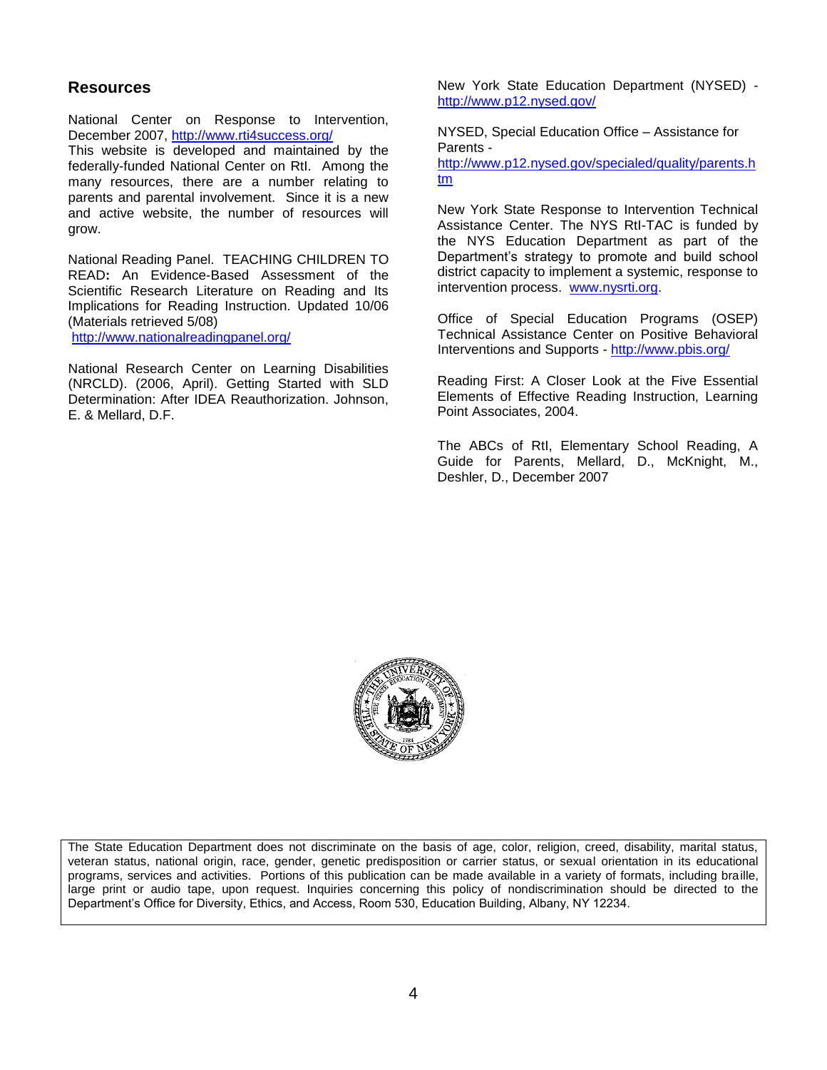## Resources

National Center on Response to Intervention, December 2007, http://www.rti4success.org/
This website is developed and maintained by the federally-funded National Center on RtI. Among the many resources, there are a number relating to parents and parental involvement. Since it is a new and active website, the number of resources will grow.

National Reading Panel. TEACHING CHILDREN TO READ**:** An Evidence-Based Assessment of the Scientific Research Literature on Reading and Its Implications for Reading Instruction. Updated 10/06 (Materials retrieved 5/08)
http://www.nationalreadingpanel.org/

National Research Center on Learning Disabilities (NRCLD). (2006, April). Getting Started with SLD Determination: After IDEA Reauthorization. Johnson, E. & Mellard, D.F.

New York State Education Department (NYSED) - http://www.p12.nysed.gov/

NYSED, Special Education Office – Assistance for Parents -
http://www.p12.nysed.gov/specialed/quality/parents.htm

New York State Response to Intervention Technical Assistance Center. The NYS RtI-TAC is funded by the NYS Education Department as part of the Department's strategy to promote and build school district capacity to implement a systemic, response to intervention process. www.nysrti.org.

Office of Special Education Programs (OSEP) Technical Assistance Center on Positive Behavioral Interventions and Supports - http://www.pbis.org/

Reading First: A Closer Look at the Five Essential Elements of Effective Reading Instruction, Learning Point Associates, 2004.

The ABCs of RtI, Elementary School Reading, A Guide for Parents, Mellard, D., McKnight, M., Deshler, D., December 2007

The State Education Department does not discriminate on the basis of age, color, religion, creed, disability, marital status, veteran status, national origin, race, gender, genetic predisposition or carrier status, or sexual orientation in its educational programs, services and activities. Portions of this publication can be made available in a variety of formats, including braille, large print or audio tape, upon request. Inquiries concerning this policy of nondiscrimination should be directed to the Department's Office for Diversity, Ethics, and Access, Room 530, Education Building, Albany, NY 12234.